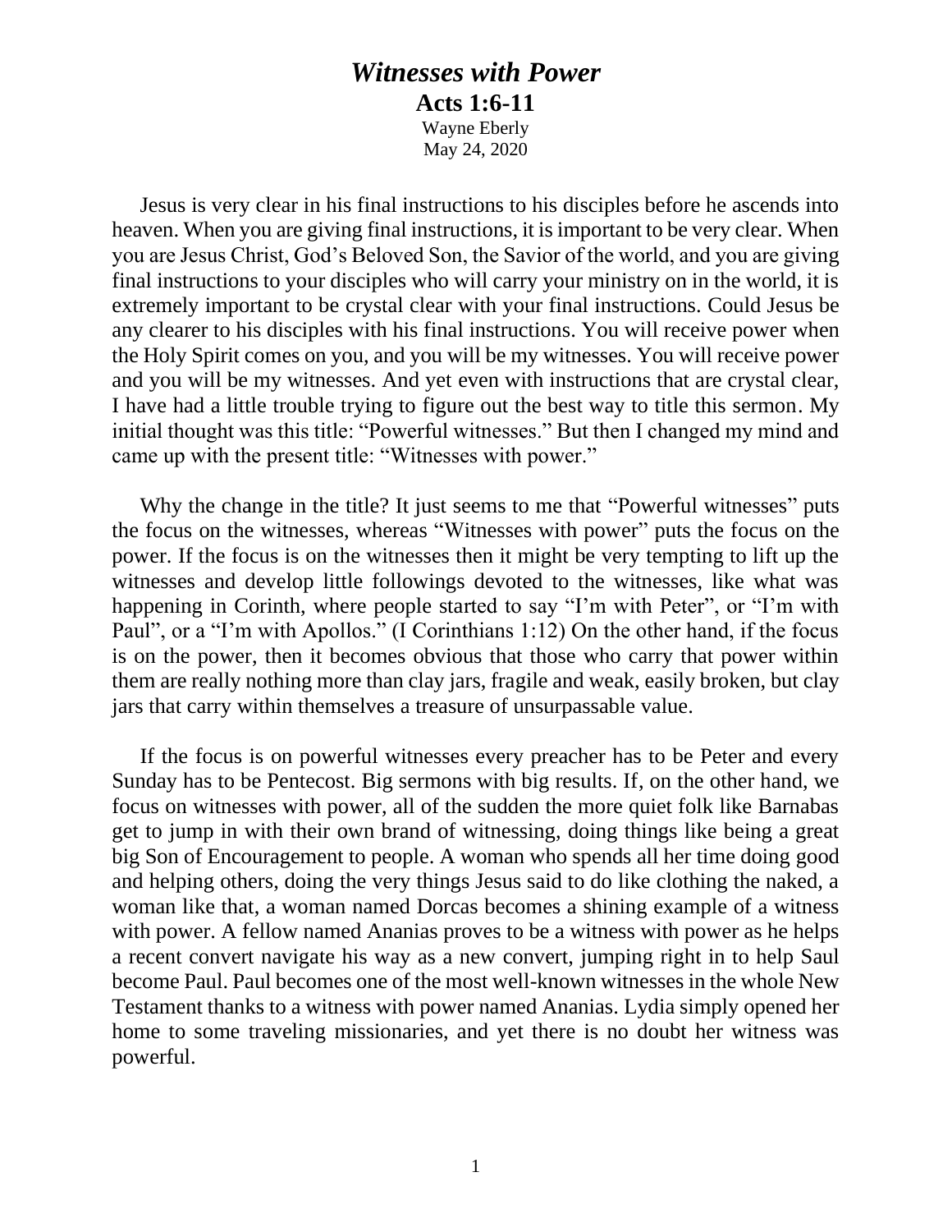# *Witnesses with Power*

**Acts 1:6-11**

Wayne Eberly

May 24, 2020

Jesus is very clear in his final instructions to his disciples before he ascends into heaven. When you are giving final instructions, it is important to be very clear. When you are Jesus Christ, God's Beloved Son, the Savior of the world, and you are giving final instructions to your disciples who will carry your ministry on in the world, it is extremely important to be crystal clear with your final instructions. Could Jesus be any clearer to his disciples with his final instructions. You will receive power when the Holy Spirit comes on you, and you will be my witnesses. You will receive power and you will be my witnesses. And yet even with instructions that are crystal clear, I have had a little trouble trying to figure out the best way to title this sermon. My initial thought was this title: "Powerful witnesses." But then I changed my mind and came up with the present title: "Witnesses with power."

Why the change in the title? It just seems to me that "Powerful witnesses" puts the focus on the witnesses, whereas "Witnesses with power" puts the focus on the power. If the focus is on the witnesses then it might be very tempting to lift up the witnesses and develop little followings devoted to the witnesses, like what was happening in Corinth, where people started to say "I'm with Peter", or "I'm with Paul", or a "I'm with Apollos." (I Corinthians 1:12) On the other hand, if the focus is on the power, then it becomes obvious that those who carry that power within them are really nothing more than clay jars, fragile and weak, easily broken, but clay jars that carry within themselves a treasure of unsurpassable value.

If the focus is on powerful witnesses every preacher has to be Peter and every Sunday has to be Pentecost. Big sermons with big results. If, on the other hand, we focus on witnesses with power, all of the sudden the more quiet folk like Barnabas get to jump in with their own brand of witnessing, doing things like being a great big Son of Encouragement to people. A woman who spends all her time doing good and helping others, doing the very things Jesus said to do like clothing the naked, a woman like that, a woman named Dorcas becomes a shining example of a witness with power. A fellow named Ananias proves to be a witness with power as he helps a recent convert navigate his way as a new convert, jumping right in to help Saul become Paul. Paul becomes one of the most well-known witnesses in the whole New Testament thanks to a witness with power named Ananias. Lydia simply opened her home to some traveling missionaries, and yet there is no doubt her witness was powerful.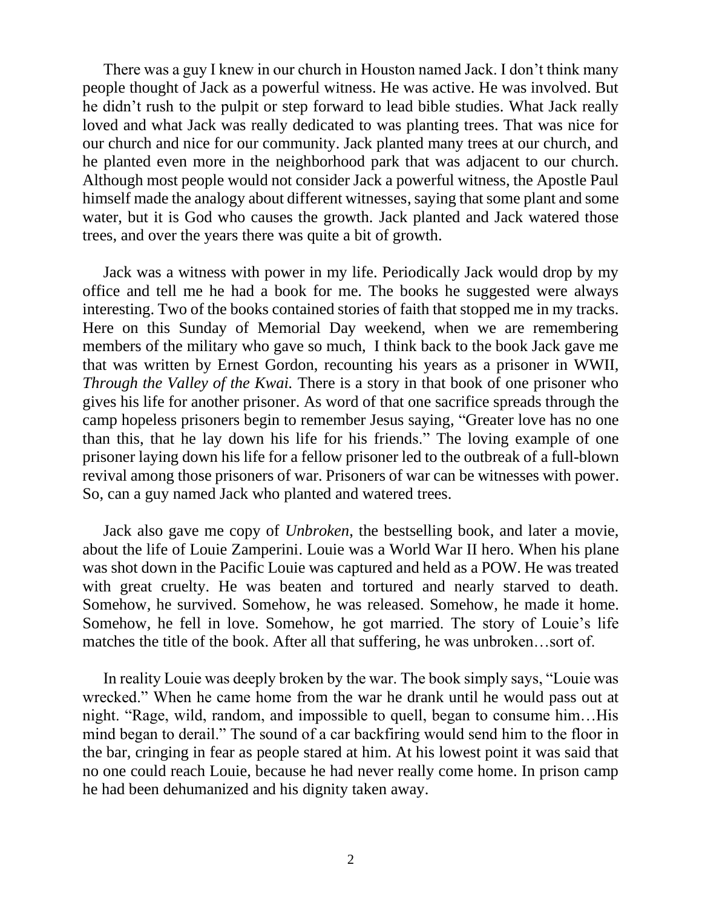There was a guy I knew in our church in Houston named Jack. I don't think many people thought of Jack as a powerful witness. He was active. He was involved. But he didn't rush to the pulpit or step forward to lead bible studies. What Jack really loved and what Jack was really dedicated to was planting trees. That was nice for our church and nice for our community. Jack planted many trees at our church, and he planted even more in the neighborhood park that was adjacent to our church. Although most people would not consider Jack a powerful witness, the Apostle Paul himself made the analogy about different witnesses, saying that some plant and some water, but it is God who causes the growth. Jack planted and Jack watered those trees, and over the years there was quite a bit of growth.

Jack was a witness with power in my life. Periodically Jack would drop by my office and tell me he had a book for me. The books he suggested were always interesting. Two of the books contained stories of faith that stopped me in my tracks. Here on this Sunday of Memorial Day weekend, when we are remembering members of the military who gave so much, I think back to the book Jack gave me that was written by Ernest Gordon, recounting his years as a prisoner in WWII, *Through the Valley of the Kwai.* There is a story in that book of one prisoner who gives his life for another prisoner. As word of that one sacrifice spreads through the camp hopeless prisoners begin to remember Jesus saying, "Greater love has no one than this, that he lay down his life for his friends." The loving example of one prisoner laying down his life for a fellow prisoner led to the outbreak of a full-blown revival among those prisoners of war. Prisoners of war can be witnesses with power. So, can a guy named Jack who planted and watered trees.

Jack also gave me copy of *Unbroken,* the bestselling book, and later a movie, about the life of Louie Zamperini. Louie was a World War II hero. When his plane was shot down in the Pacific Louie was captured and held as a POW. He was treated with great cruelty. He was beaten and tortured and nearly starved to death. Somehow, he survived. Somehow, he was released. Somehow, he made it home. Somehow, he fell in love. Somehow, he got married. The story of Louie's life matches the title of the book. After all that suffering, he was unbroken…sort of.

In reality Louie was deeply broken by the war. The book simply says, "Louie was wrecked." When he came home from the war he drank until he would pass out at night. "Rage, wild, random, and impossible to quell, began to consume him…His mind began to derail." The sound of a car backfiring would send him to the floor in the bar, cringing in fear as people stared at him. At his lowest point it was said that no one could reach Louie, because he had never really come home. In prison camp he had been dehumanized and his dignity taken away.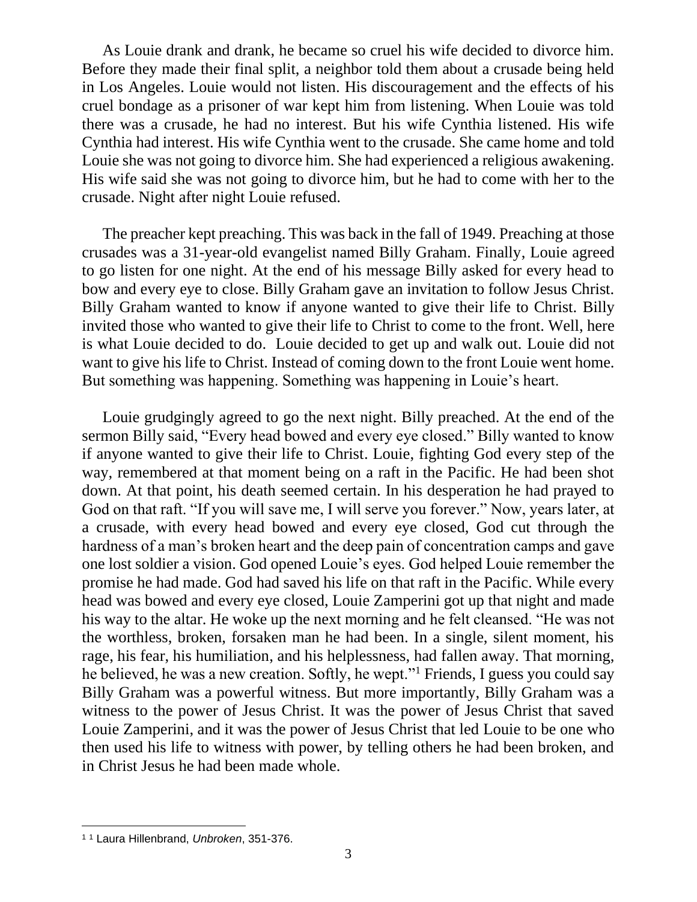As Louie drank and drank, he became so cruel his wife decided to divorce him. Before they made their final split, a neighbor told them about a crusade being held in Los Angeles. Louie would not listen. His discouragement and the effects of his cruel bondage as a prisoner of war kept him from listening. When Louie was told there was a crusade, he had no interest. But his wife Cynthia listened. His wife Cynthia had interest. His wife Cynthia went to the crusade. She came home and told Louie she was not going to divorce him. She had experienced a religious awakening. His wife said she was not going to divorce him, but he had to come with her to the crusade. Night after night Louie refused.

The preacher kept preaching. This was back in the fall of 1949. Preaching at those crusades was a 31-year-old evangelist named Billy Graham. Finally, Louie agreed to go listen for one night. At the end of his message Billy asked for every head to bow and every eye to close. Billy Graham gave an invitation to follow Jesus Christ. Billy Graham wanted to know if anyone wanted to give their life to Christ. Billy invited those who wanted to give their life to Christ to come to the front. Well, here is what Louie decided to do. Louie decided to get up and walk out. Louie did not want to give his life to Christ. Instead of coming down to the front Louie went home. But something was happening. Something was happening in Louie's heart.

Louie grudgingly agreed to go the next night. Billy preached. At the end of the sermon Billy said, "Every head bowed and every eye closed." Billy wanted to know if anyone wanted to give their life to Christ. Louie, fighting God every step of the way, remembered at that moment being on a raft in the Pacific. He had been shot down. At that point, his death seemed certain. In his desperation he had prayed to God on that raft. "If you will save me, I will serve you forever." Now, years later, at a crusade, with every head bowed and every eye closed, God cut through the hardness of a man's broken heart and the deep pain of concentration camps and gave one lost soldier a vision. God opened Louie's eyes. God helped Louie remember the promise he had made. God had saved his life on that raft in the Pacific. While every head was bowed and every eye closed, Louie Zamperini got up that night and made his way to the altar. He woke up the next morning and he felt cleansed. "He was not the worthless, broken, forsaken man he had been. In a single, silent moment, his rage, his fear, his humiliation, and his helplessness, had fallen away. That morning, he believed, he was a new creation. Softly, he wept."[1] Friends, I guess you could say Billy Graham was a powerful witness. But more importantly, Billy Graham was a witness to the power of Jesus Christ. It was the power of Jesus Christ that saved Louie Zamperini, and it was the power of Jesus Christ that led Louie to be one who then used his life to witness with power, by telling others he had been broken, and in Christ Jesus he had been made whole.

---

[1] [1] Laura Hillenbrand, *Unbroken*, 351-376.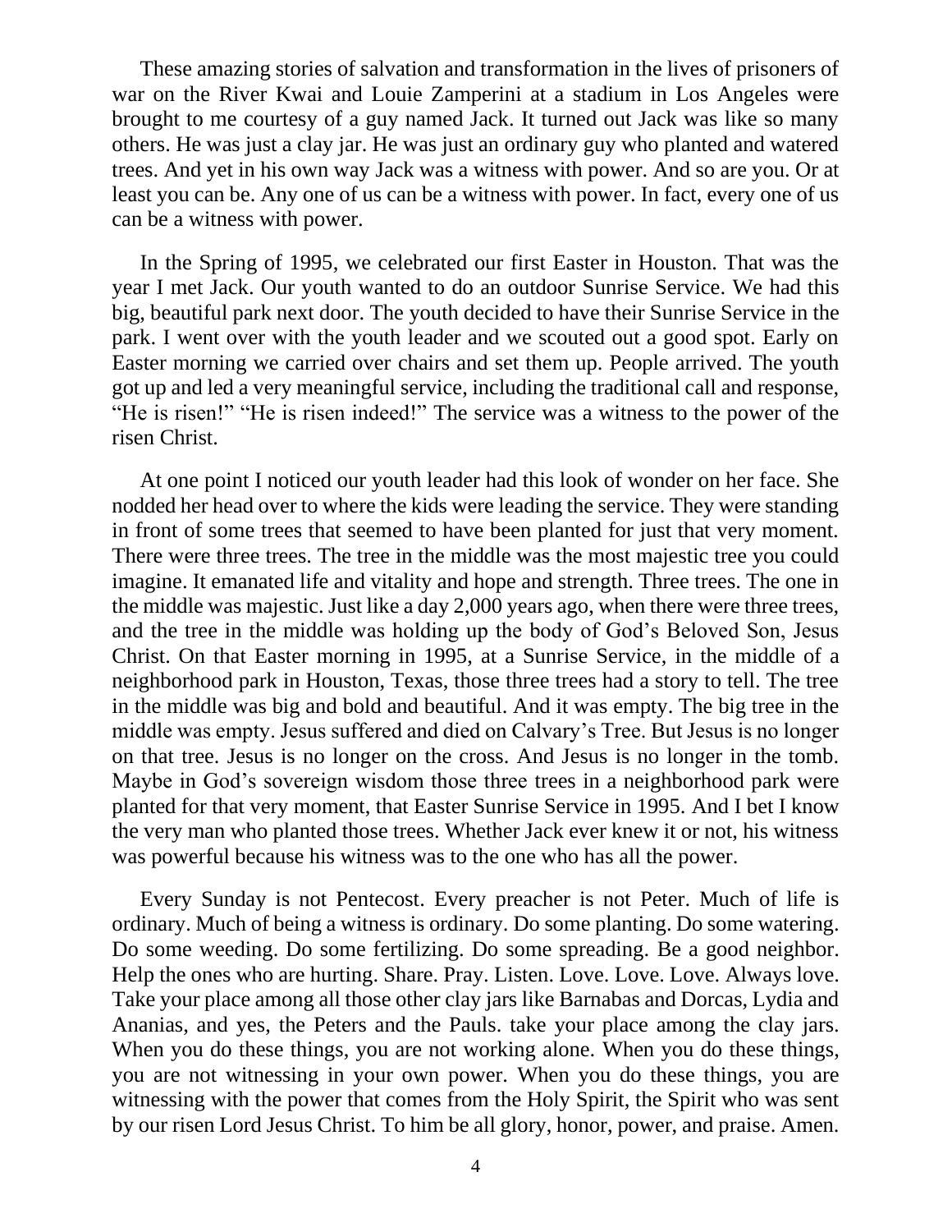These amazing stories of salvation and transformation in the lives of prisoners of war on the River Kwai and Louie Zamperini at a stadium in Los Angeles were brought to me courtesy of a guy named Jack. It turned out Jack was like so many others. He was just a clay jar. He was just an ordinary guy who planted and watered trees. And yet in his own way Jack was a witness with power. And so are you. Or at least you can be. Any one of us can be a witness with power. In fact, every one of us can be a witness with power.

In the Spring of 1995, we celebrated our first Easter in Houston. That was the year I met Jack. Our youth wanted to do an outdoor Sunrise Service. We had this big, beautiful park next door. The youth decided to have their Sunrise Service in the park. I went over with the youth leader and we scouted out a good spot. Early on Easter morning we carried over chairs and set them up. People arrived. The youth got up and led a very meaningful service, including the traditional call and response, "He is risen!" "He is risen indeed!" The service was a witness to the power of the risen Christ.

At one point I noticed our youth leader had this look of wonder on her face. She nodded her head over to where the kids were leading the service. They were standing in front of some trees that seemed to have been planted for just that very moment. There were three trees. The tree in the middle was the most majestic tree you could imagine. It emanated life and vitality and hope and strength. Three trees. The one in the middle was majestic. Just like a day 2,000 years ago, when there were three trees, and the tree in the middle was holding up the body of God's Beloved Son, Jesus Christ. On that Easter morning in 1995, at a Sunrise Service, in the middle of a neighborhood park in Houston, Texas, those three trees had a story to tell. The tree in the middle was big and bold and beautiful. And it was empty. The big tree in the middle was empty. Jesus suffered and died on Calvary's Tree. But Jesus is no longer on that tree. Jesus is no longer on the cross. And Jesus is no longer in the tomb. Maybe in God's sovereign wisdom those three trees in a neighborhood park were planted for that very moment, that Easter Sunrise Service in 1995. And I bet I know the very man who planted those trees. Whether Jack ever knew it or not, his witness was powerful because his witness was to the one who has all the power.

Every Sunday is not Pentecost. Every preacher is not Peter. Much of life is ordinary. Much of being a witness is ordinary. Do some planting. Do some watering. Do some weeding. Do some fertilizing. Do some spreading. Be a good neighbor. Help the ones who are hurting. Share. Pray. Listen. Love. Love. Love. Always love. Take your place among all those other clay jars like Barnabas and Dorcas, Lydia and Ananias, and yes, the Peters and the Pauls. take your place among the clay jars. When you do these things, you are not working alone. When you do these things, you are not witnessing in your own power. When you do these things, you are witnessing with the power that comes from the Holy Spirit, the Spirit who was sent by our risen Lord Jesus Christ. To him be all glory, honor, power, and praise. Amen.